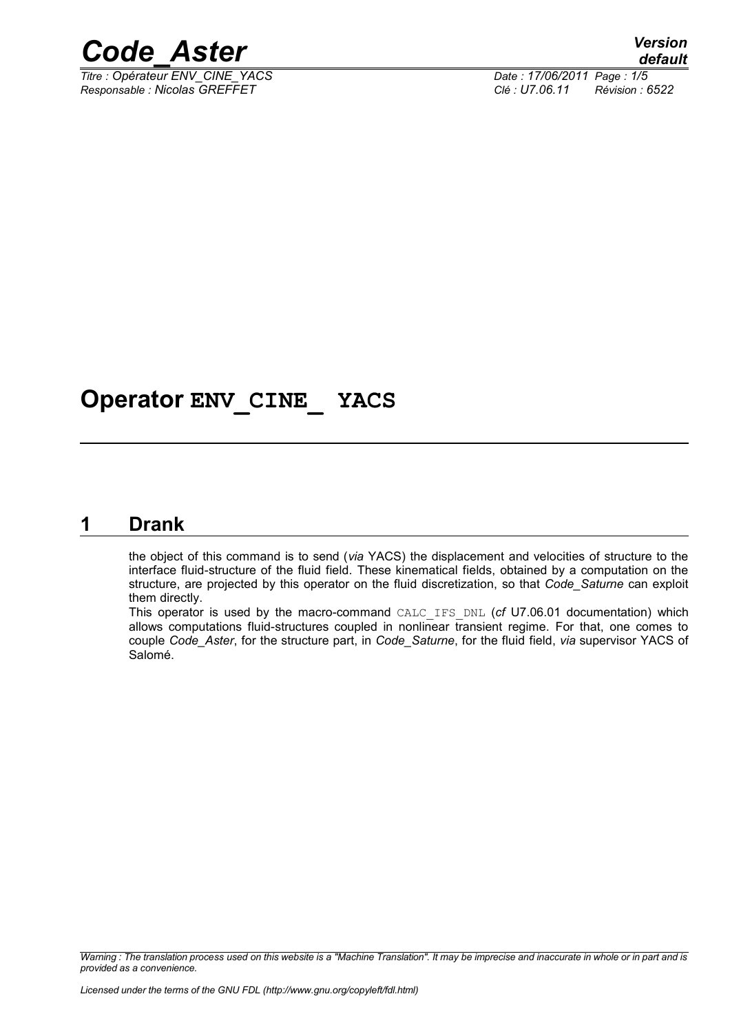# Operator ENV_CINE_ YACS

## 1 Drank

the object of this command is to send (*via* YACS) the displacement and velocities of structure to the interface fluid-structure of the fluid field. These kinematical fields, obtained by a computation on the structure, are projected by this operator on the fluid discretization, so that *Code_Saturne* can exploit them directly.

This operator is used by the macro-command CALC_IFS_DNL (*cf* U7.06.01 documentation) which allows computations fluid-structures coupled in nonlinear transient regime. For that, one comes to couple *Code_Aster*, for the structure part, in *Code_Saturne*, for the fluid field, *via* supervisor YACS of Salomé.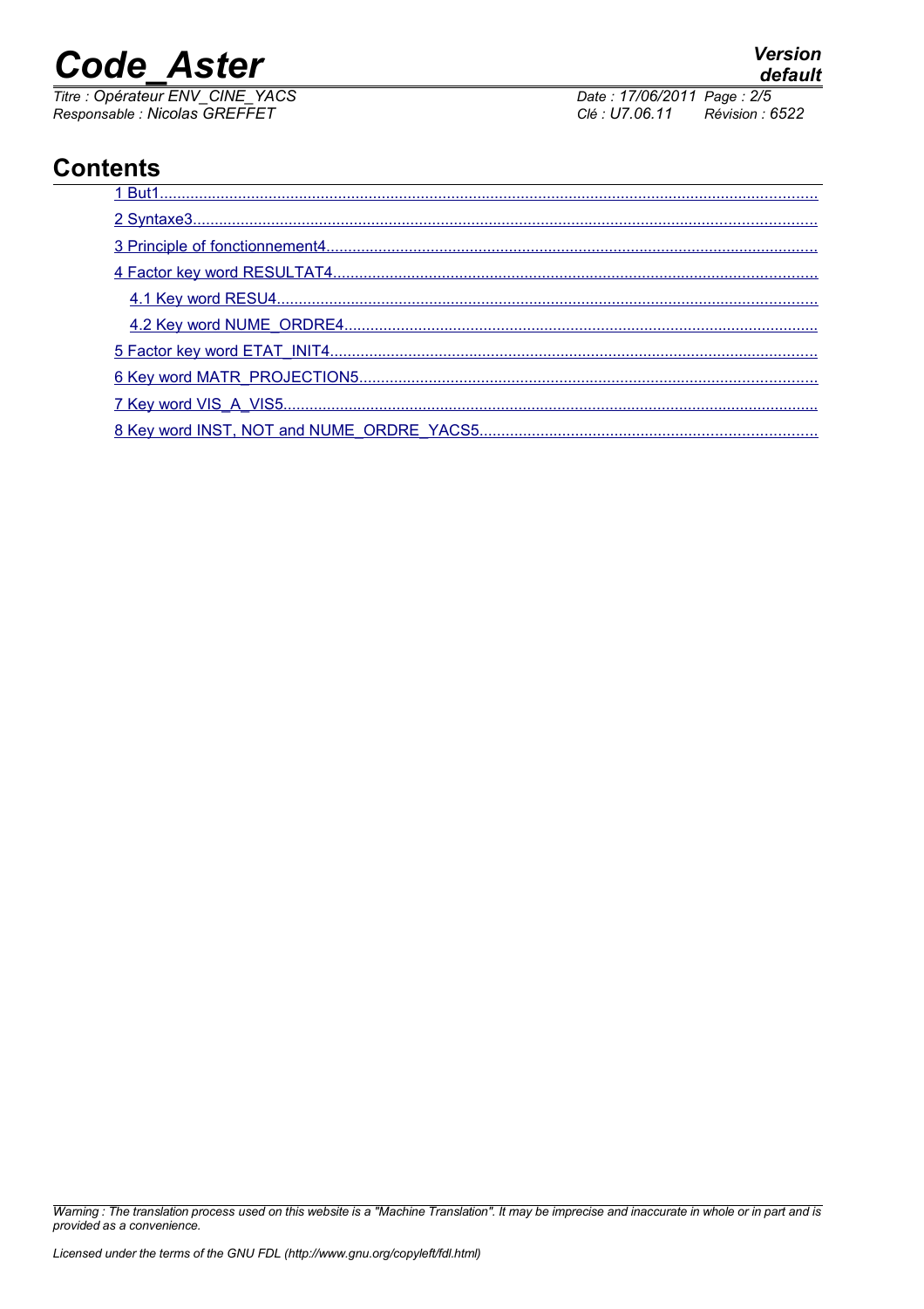# Contents

1 But1
2 Syntaxe3
3 Principle of fonctionnement4
4 Factor key word RESULTAT4
  4.1 Key word RESU4
  4.2 Key word NUME_ORDRE4
5 Factor key word ETAT_INIT4
6 Key word MATR_PROJECTION5
7 Key word VIS_A_VIS5
8 Key word INST, NOT and NUME_ORDRE_YACS5

*Warning : The translation process used on this website is a "Machine Translation". It may be imprecise and inaccurate in whole or in part and is provided as a convenience.*

*Licensed under the terms of the GNU FDL (http://www.gnu.org/copyleft/fdl.html)*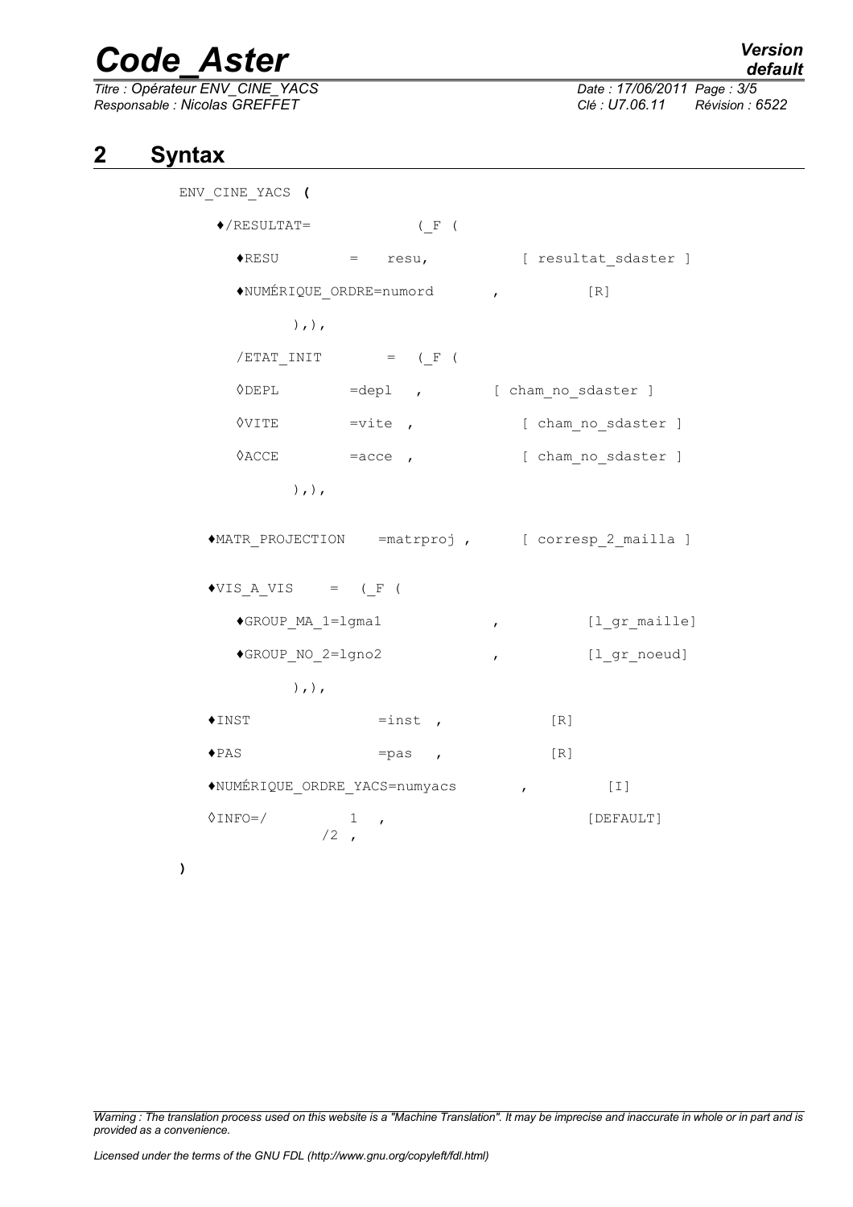## 2 Syntax

```
ENV_CINE_YACS (

    ♦/RESULTAT=           (_F (

      ♦RESU        =    resu,           [ resultat_sdaster ]

      ♦NUMÉRIQUE_ORDRE=numord       ,          [R]

            ),),

      /ETAT_INIT       =   (_F (

      ◊DEPL        =depl   ,        [ cham_no_sdaster ]

      ◊VITE        =vite  ,           [ cham_no_sdaster ]

      ◊ACCE        =acce  ,           [ cham_no_sdaster ]

            ),),

    ♦MATR_PROJECTION    =matrproj ,      [ corresp_2_mailla ]

    ♦VIS_A_VIS    =  (_F (

      ♦GROUP_MA_1=lgma1            ,          [l_gr_maille]

      ♦GROUP_NO_2=lgno2            ,          [l_gr_noeud]

            ),),

    ♦INST              =inst  ,            [R]

    ♦PAS               =pas   ,            [R]

    ♦NUMÉRIQUE_ORDRE_YACS=numyacs       ,         [I]

    ◊INFO=/        1   ,                      [DEFAULT]
                /2  ,

)
```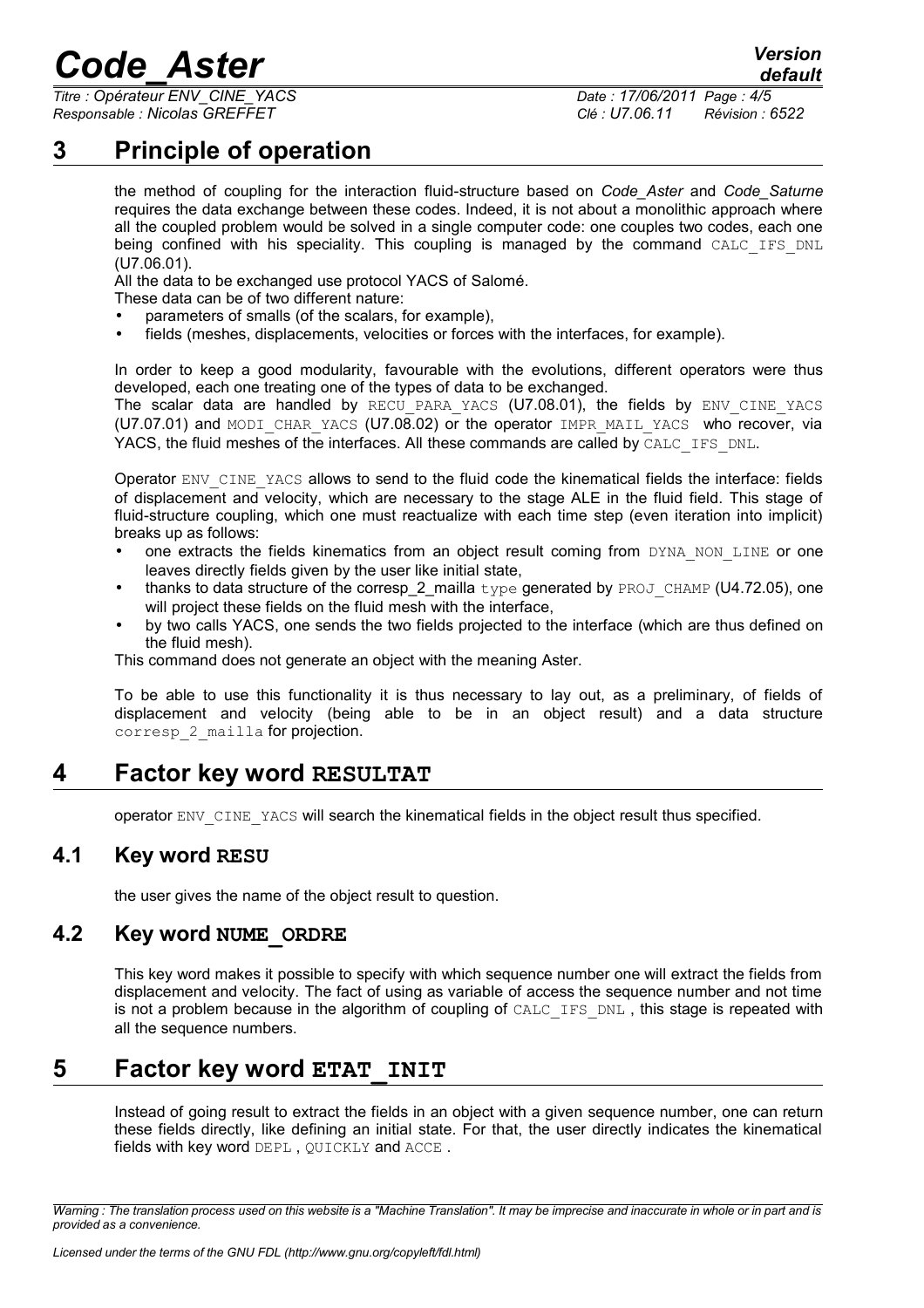# 3 Principle of operation

the method of coupling for the interaction fluid-structure based on *Code_Aster* and *Code_Saturne* requires the data exchange between these codes. Indeed, it is not about a monolithic approach where all the coupled problem would be solved in a single computer code: one couples two codes, each one being confined with his speciality. This coupling is managed by the command CALC_IFS_DNL (U7.06.01).

All the data to be exchanged use protocol YACS of Salomé.

These data can be of two different nature:

- parameters of smalls (of the scalars, for example),
- fields (meshes, displacements, velocities or forces with the interfaces, for example).

In order to keep a good modularity, favourable with the evolutions, different operators were thus developed, each one treating one of the types of data to be exchanged.

The scalar data are handled by RECU_PARA_YACS (U7.08.01), the fields by ENV_CINE_YACS (U7.07.01) and MODI_CHAR_YACS (U7.08.02) or the operator IMPR_MAIL_YACS who recover, via YACS, the fluid meshes of the interfaces. All these commands are called by CALC_IFS_DNL.

Operator ENV_CINE_YACS allows to send to the fluid code the kinematical fields the interface: fields of displacement and velocity, which are necessary to the stage ALE in the fluid field. This stage of fluid-structure coupling, which one must reactualize with each time step (even iteration into implicit) breaks up as follows:

- one extracts the fields kinematics from an object result coming from DYNA_NON_LINE or one leaves directly fields given by the user like initial state,
- thanks to data structure of the corresp_2_mailla type generated by PROJ_CHAMP (U4.72.05), one will project these fields on the fluid mesh with the interface,
- by two calls YACS, one sends the two fields projected to the interface (which are thus defined on the fluid mesh).

This command does not generate an object with the meaning Aster.

To be able to use this functionality it is thus necessary to lay out, as a preliminary, of fields of displacement and velocity (being able to be in an object result) and a data structure corresp_2_mailla for projection.

# 4 Factor key word RESULTAT

operator ENV_CINE_YACS will search the kinematical fields in the object result thus specified.

## 4.1 Key word RESU

the user gives the name of the object result to question.

## 4.2 Key word NUME_ORDRE

This key word makes it possible to specify with which sequence number one will extract the fields from displacement and velocity. The fact of using as variable of access the sequence number and not time is not a problem because in the algorithm of coupling of CALC_IFS_DNL , this stage is repeated with all the sequence numbers.

# 5 Factor key word ETAT_INIT

Instead of going result to extract the fields in an object with a given sequence number, one can return these fields directly, like defining an initial state. For that, the user directly indicates the kinematical fields with key word DEPL , QUICKLY and ACCE .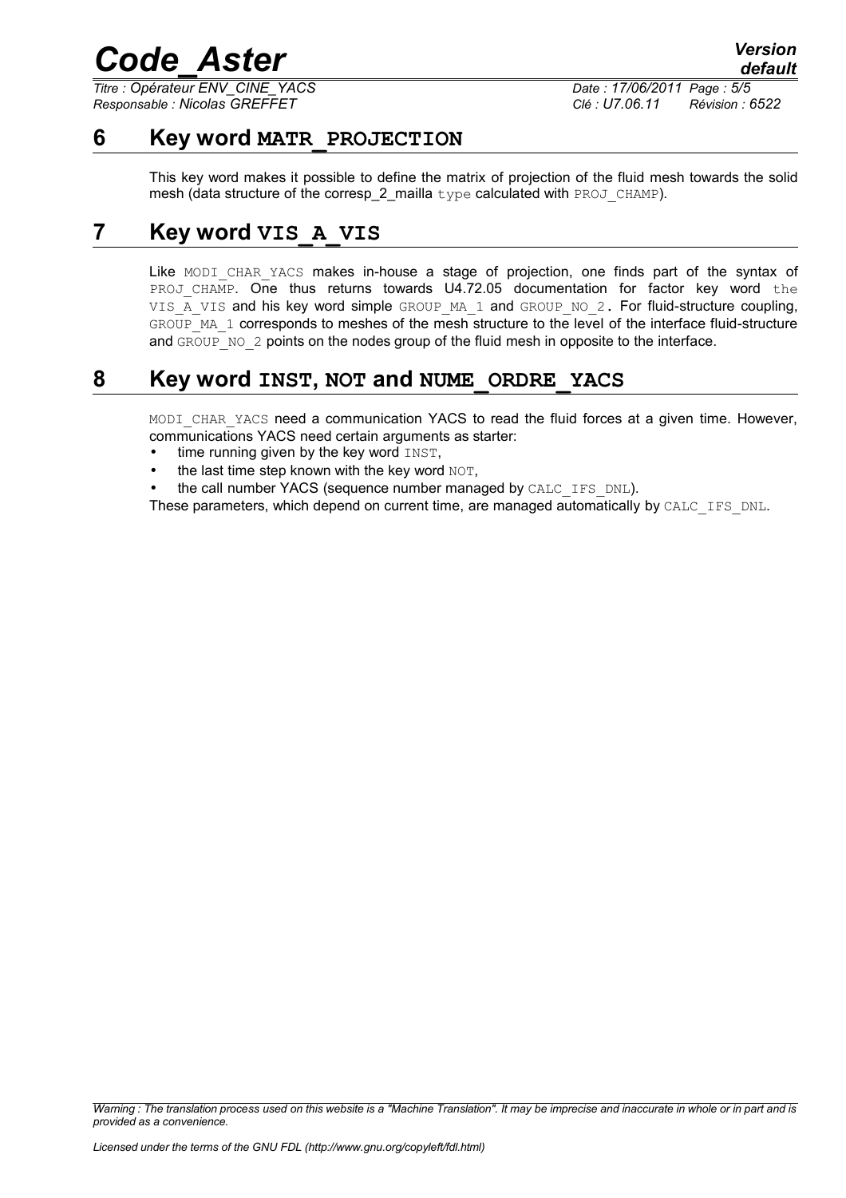## 6 Key word MATR_PROJECTION

This key word makes it possible to define the matrix of projection of the fluid mesh towards the solid mesh (data structure of the corresp_2_mailla type calculated with PROJ_CHAMP).

## 7 Key word VIS_A_VIS

Like MODI_CHAR_YACS makes in-house a stage of projection, one finds part of the syntax of PROJ_CHAMP. One thus returns towards U4.72.05 documentation for factor key word the VIS_A_VIS and his key word simple GROUP_MA_1 and GROUP_NO_2. For fluid-structure coupling, GROUP_MA_1 corresponds to meshes of the mesh structure to the level of the interface fluid-structure and GROUP_NO_2 points on the nodes group of the fluid mesh in opposite to the interface.

## 8 Key word INST, NOT and NUME_ORDRE_YACS

MODI_CHAR_YACS need a communication YACS to read the fluid forces at a given time. However, communications YACS need certain arguments as starter:

- time running given by the key word INST,
- the last time step known with the key word NOT,
- the call number YACS (sequence number managed by CALC_IFS_DNL).

These parameters, which depend on current time, are managed automatically by CALC_IFS_DNL.